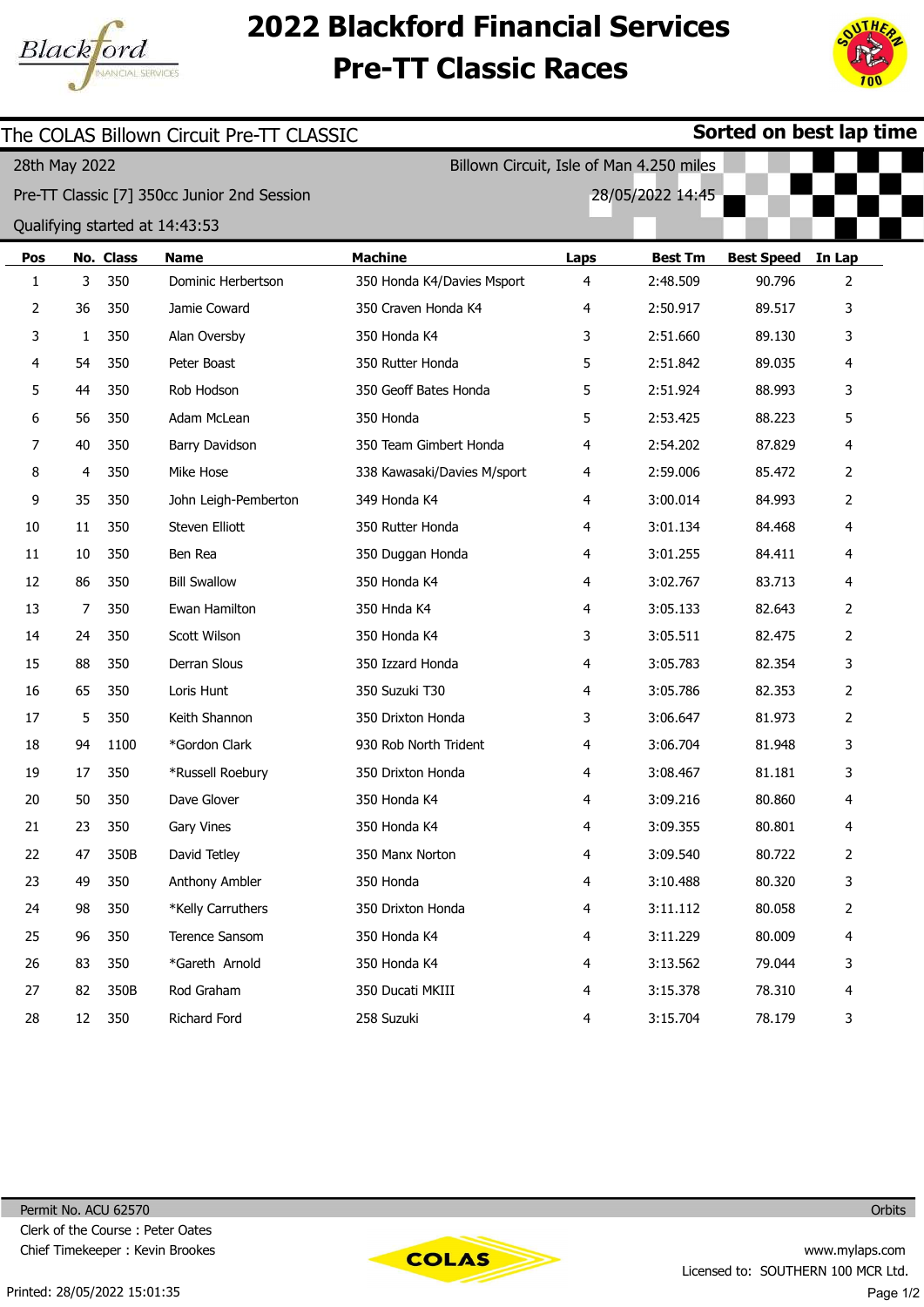# 2022 Blackford Financial Services Pre-TT Classic Races

## The COLAS Billown Circuit Pre-TT CLASSIC

**Sorted on best lap time**

28th May 2022 — Billown Circuit, Isle of Man 4.250 miles

Pre-TT Classic [7] 350cc Junior 2nd Session — 28/05/2022 14:45

Qualifying started at 14:43:53

| Pos | No. | Class | Name | Machine | Laps | Best Tm | Best Speed | In Lap |
|---|---|---|---|---|---|---|---|---|
| 1 | 3 | 350 | Dominic Herbertson | 350 Honda K4/Davies Msport | 4 | 2:48.509 | 90.796 | 2 |
| 2 | 36 | 350 | Jamie Coward | 350 Craven Honda K4 | 4 | 2:50.917 | 89.517 | 3 |
| 3 | 1 | 350 | Alan Oversby | 350 Honda K4 | 3 | 2:51.660 | 89.130 | 3 |
| 4 | 54 | 350 | Peter Boast | 350 Rutter Honda | 5 | 2:51.842 | 89.035 | 4 |
| 5 | 44 | 350 | Rob Hodson | 350 Geoff Bates Honda | 5 | 2:51.924 | 88.993 | 3 |
| 6 | 56 | 350 | Adam McLean | 350 Honda | 5 | 2:53.425 | 88.223 | 5 |
| 7 | 40 | 350 | Barry Davidson | 350 Team Gimbert Honda | 4 | 2:54.202 | 87.829 | 4 |
| 8 | 4 | 350 | Mike Hose | 338 Kawasaki/Davies M/sport | 4 | 2:59.006 | 85.472 | 2 |
| 9 | 35 | 350 | John Leigh-Pemberton | 349 Honda K4 | 4 | 3:00.014 | 84.993 | 2 |
| 10 | 11 | 350 | Steven Elliott | 350 Rutter Honda | 4 | 3:01.134 | 84.468 | 4 |
| 11 | 10 | 350 | Ben Rea | 350 Duggan Honda | 4 | 3:01.255 | 84.411 | 4 |
| 12 | 86 | 350 | Bill Swallow | 350 Honda K4 | 4 | 3:02.767 | 83.713 | 4 |
| 13 | 7 | 350 | Ewan Hamilton | 350 Hnda K4 | 4 | 3:05.133 | 82.643 | 2 |
| 14 | 24 | 350 | Scott Wilson | 350 Honda K4 | 3 | 3:05.511 | 82.475 | 2 |
| 15 | 88 | 350 | Derran Slous | 350 Izzard Honda | 4 | 3:05.783 | 82.354 | 3 |
| 16 | 65 | 350 | Loris Hunt | 350 Suzuki T30 | 4 | 3:05.786 | 82.353 | 2 |
| 17 | 5 | 350 | Keith Shannon | 350 Drixton Honda | 3 | 3:06.647 | 81.973 | 2 |
| 18 | 94 | 1100 | *Gordon Clark | 930 Rob North Trident | 4 | 3:06.704 | 81.948 | 3 |
| 19 | 17 | 350 | *Russell Roebury | 350 Drixton Honda | 4 | 3:08.467 | 81.181 | 3 |
| 20 | 50 | 350 | Dave Glover | 350 Honda K4 | 4 | 3:09.216 | 80.860 | 4 |
| 21 | 23 | 350 | Gary Vines | 350 Honda K4 | 4 | 3:09.355 | 80.801 | 4 |
| 22 | 47 | 350B | David Tetley | 350 Manx Norton | 4 | 3:09.540 | 80.722 | 2 |
| 23 | 49 | 350 | Anthony Ambler | 350 Honda | 4 | 3:10.488 | 80.320 | 3 |
| 24 | 98 | 350 | *Kelly Carruthers | 350 Drixton Honda | 4 | 3:11.112 | 80.058 | 2 |
| 25 | 96 | 350 | Terence Sansom | 350 Honda K4 | 4 | 3:11.229 | 80.009 | 4 |
| 26 | 83 | 350 | *Gareth Arnold | 350 Honda K4 | 4 | 3:13.562 | 79.044 | 3 |
| 27 | 82 | 350B | Rod Graham | 350 Ducati MKIII | 4 | 3:15.378 | 78.310 | 4 |
| 28 | 12 | 350 | Richard Ford | 258 Suzuki | 4 | 3:15.704 | 78.179 | 3 |

Permit No. ACU 62570

Clerk of the Course : Peter Oates

Chief Timekeeper : Kevin Brookes

Orbits

www.mylaps.com

Licensed to: SOUTHERN 100 MCR Ltd.

Printed: 28/05/2022 15:01:35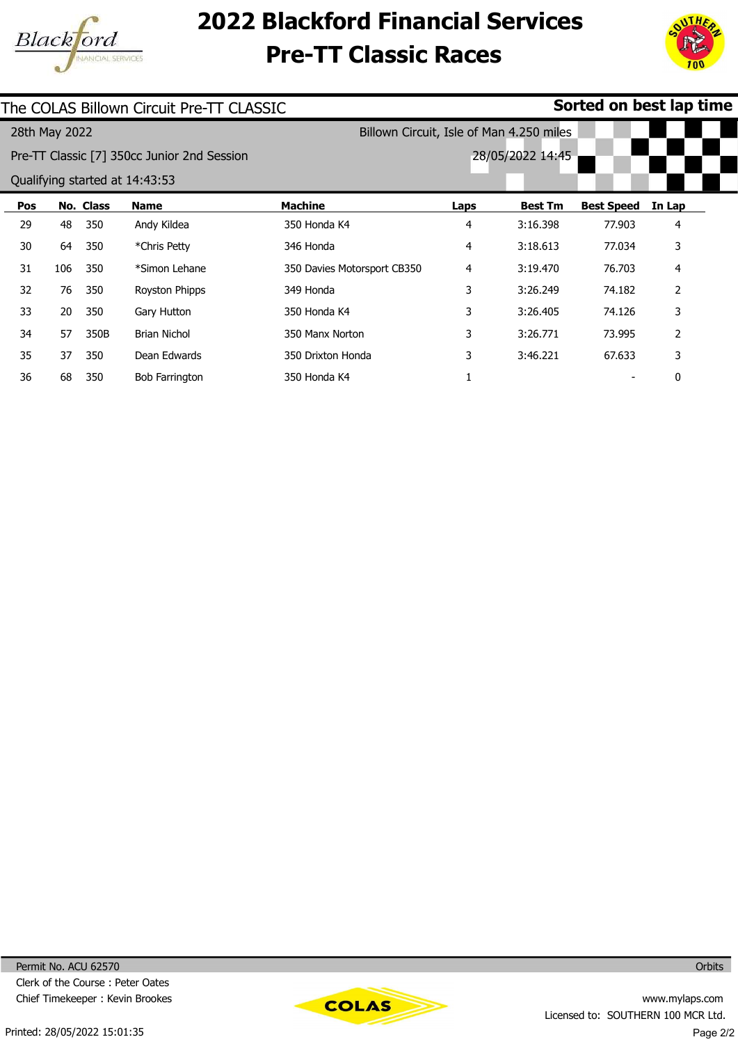# 2022 Blackford Financial Services Pre-TT Classic Races

## The COLAS Billown Circuit Pre-TT CLASSIC

**Sorted on best lap time**

28th May 2022

Billown Circuit, Isle of Man 4.250 miles

Pre-TT Classic [7] 350cc Junior 2nd Session

28/05/2022 14:45

Qualifying started at 14:43:53

| Pos | No. | Class | Name | Machine | Laps | Best Tm | Best Speed | In Lap |
|---|---|---|---|---|---|---|---|---|
| 29 | 48 | 350 | Andy Kildea | 350 Honda K4 | 4 | 3:16.398 | 77.903 | 4 |
| 30 | 64 | 350 | *Chris Petty | 346 Honda | 4 | 3:18.613 | 77.034 | 3 |
| 31 | 106 | 350 | *Simon Lehane | 350 Davies Motorsport CB350 | 4 | 3:19.470 | 76.703 | 4 |
| 32 | 76 | 350 | Royston Phipps | 349 Honda | 3 | 3:26.249 | 74.182 | 2 |
| 33 | 20 | 350 | Gary Hutton | 350 Honda K4 | 3 | 3:26.405 | 74.126 | 3 |
| 34 | 57 | 350B | Brian Nichol | 350 Manx Norton | 3 | 3:26.771 | 73.995 | 2 |
| 35 | 37 | 350 | Dean Edwards | 350 Drixton Honda | 3 | 3:46.221 | 67.633 | 3 |
| 36 | 68 | 350 | Bob Farrington | 350 Honda K4 | 1 | | - | 0 |

Permit No. ACU 62570

Clerk of the Course : Peter Oates

Chief Timekeeper : Kevin Brookes

Orbits

www.mylaps.com

Licensed to: SOUTHERN 100 MCR Ltd.

Printed: 28/05/2022 15:01:35